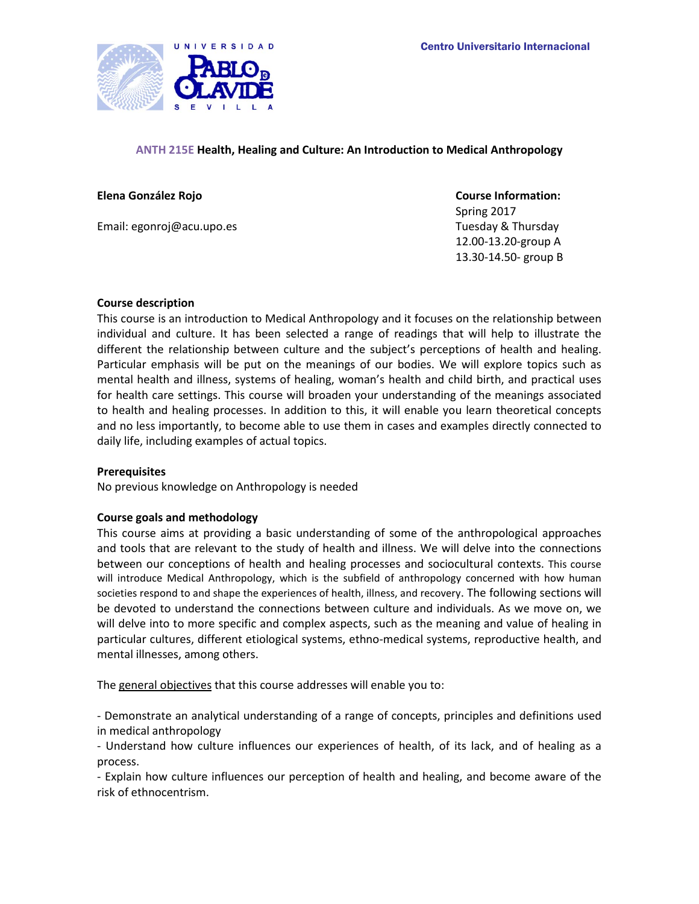Centro Universitario Internacional

# ANTH 215E Health, Healing and Culture: An Introduction to Medical Anthropology

**Elena González Rojo**

Email: egonroj@acu.upo.es

**Course Information:**
Spring 2017
Tuesday & Thursday
12.00-13.20-group A
13.30-14.50- group B

**Course description**

This course is an introduction to Medical Anthropology and it focuses on the relationship between individual and culture. It has been selected a range of readings that will help to illustrate the different the relationship between culture and the subject's perceptions of health and healing. Particular emphasis will be put on the meanings of our bodies. We will explore topics such as mental health and illness, systems of healing, woman's health and child birth, and practical uses for health care settings. This course will broaden your understanding of the meanings associated to health and healing processes. In addition to this, it will enable you learn theoretical concepts and no less importantly, to become able to use them in cases and examples directly connected to daily life, including examples of actual topics.

**Prerequisites**

No previous knowledge on Anthropology is needed

**Course goals and methodology**

This course aims at providing a basic understanding of some of the anthropological approaches and tools that are relevant to the study of health and illness. We will delve into the connections between our conceptions of health and healing processes and sociocultural contexts. This course will introduce Medical Anthropology, which is the subfield of anthropology concerned with how human societies respond to and shape the experiences of health, illness, and recovery. The following sections will be devoted to understand the connections between culture and individuals. As we move on, we will delve into to more specific and complex aspects, such as the meaning and value of healing in particular cultures, different etiological systems, ethno-medical systems, reproductive health, and mental illnesses, among others.

The general objectives that this course addresses will enable you to:

- Demonstrate an analytical understanding of a range of concepts, principles and definitions used in medical anthropology
- Understand how culture influences our experiences of health, of its lack, and of healing as a process.
- Explain how culture influences our perception of health and healing, and become aware of the risk of ethnocentrism.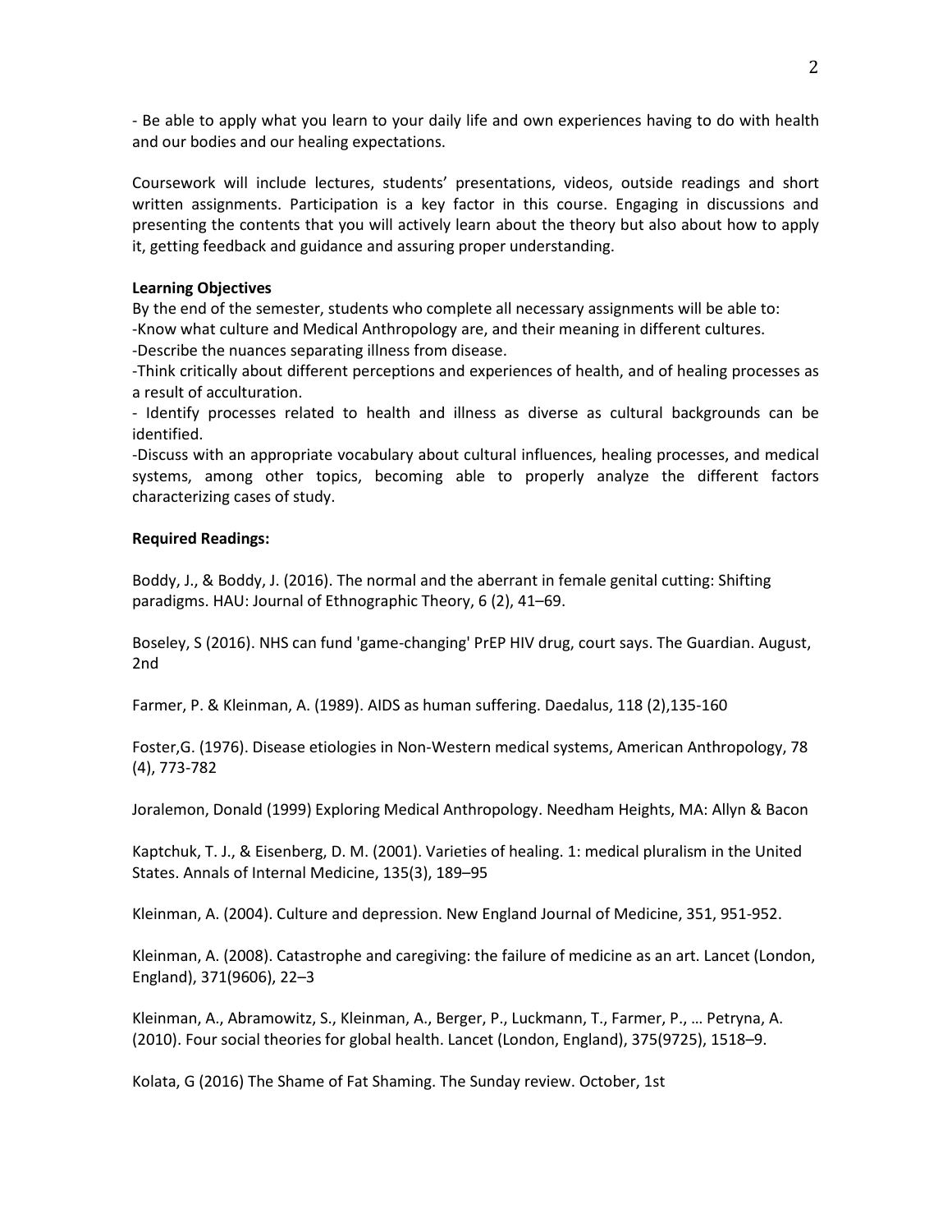- Be able to apply what you learn to your daily life and own experiences having to do with health and our bodies and our healing expectations.

Coursework will include lectures, students' presentations, videos, outside readings and short written assignments. Participation is a key factor in this course. Engaging in discussions and presenting the contents that you will actively learn about the theory but also about how to apply it, getting feedback and guidance and assuring proper understanding.

**Learning Objectives**

By the end of the semester, students who complete all necessary assignments will be able to:

-Know what culture and Medical Anthropology are, and their meaning in different cultures.

-Describe the nuances separating illness from disease.

-Think critically about different perceptions and experiences of health, and of healing processes as a result of acculturation.

- Identify processes related to health and illness as diverse as cultural backgrounds can be identified.

-Discuss with an appropriate vocabulary about cultural influences, healing processes, and medical systems, among other topics, becoming able to properly analyze the different factors characterizing cases of study.

**Required Readings:**

Boddy, J., & Boddy, J. (2016). The normal and the aberrant in female genital cutting: Shifting paradigms. HAU: Journal of Ethnographic Theory, 6 (2), 41–69.

Boseley, S (2016). NHS can fund 'game-changing' PrEP HIV drug, court says. The Guardian. August, 2nd

Farmer, P. & Kleinman, A. (1989). AIDS as human suffering. Daedalus, 118 (2),135-160

Foster,G. (1976). Disease etiologies in Non-Western medical systems, American Anthropology, 78 (4), 773-782

Joralemon, Donald (1999) Exploring Medical Anthropology. Needham Heights, MA: Allyn & Bacon

Kaptchuk, T. J., & Eisenberg, D. M. (2001). Varieties of healing. 1: medical pluralism in the United States. Annals of Internal Medicine, 135(3), 189–95

Kleinman, A. (2004). Culture and depression. New England Journal of Medicine, 351, 951-952.

Kleinman, A. (2008). Catastrophe and caregiving: the failure of medicine as an art. Lancet (London, England), 371(9606), 22–3

Kleinman, A., Abramowitz, S., Kleinman, A., Berger, P., Luckmann, T., Farmer, P., … Petryna, A. (2010). Four social theories for global health. Lancet (London, England), 375(9725), 1518–9.

Kolata, G (2016) The Shame of Fat Shaming. The Sunday review. October, 1st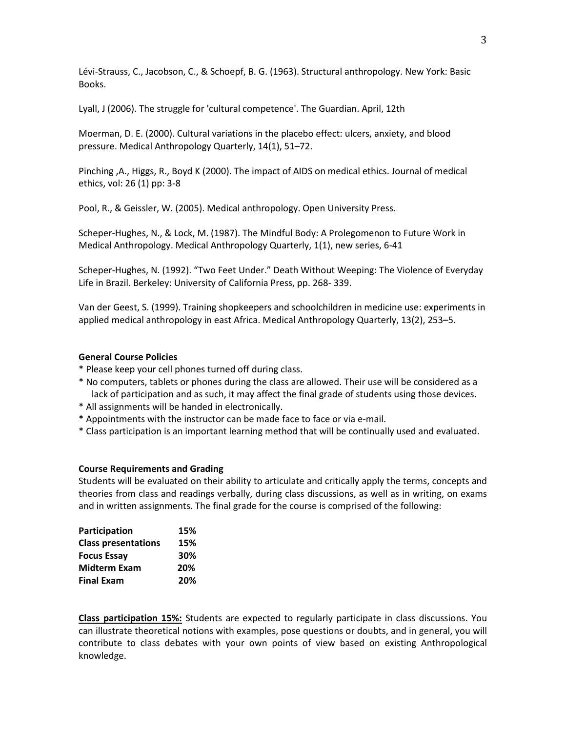Lévi-Strauss, C., Jacobson, C., & Schoepf, B. G. (1963). Structural anthropology. New York: Basic Books.

Lyall, J (2006). The struggle for 'cultural competence'. The Guardian. April, 12th

Moerman, D. E. (2000). Cultural variations in the placebo effect: ulcers, anxiety, and blood pressure. Medical Anthropology Quarterly, 14(1), 51–72.

Pinching ,A., Higgs, R., Boyd K (2000). The impact of AIDS on medical ethics. Journal of medical ethics, vol: 26 (1) pp: 3-8

Pool, R., & Geissler, W. (2005). Medical anthropology. Open University Press.

Scheper-Hughes, N., & Lock, M. (1987). The Mindful Body: A Prolegomenon to Future Work in Medical Anthropology. Medical Anthropology Quarterly, 1(1), new series, 6-41

Scheper-Hughes, N. (1992). "Two Feet Under." Death Without Weeping: The Violence of Everyday Life in Brazil. Berkeley: University of California Press, pp. 268- 339.

Van der Geest, S. (1999). Training shopkeepers and schoolchildren in medicine use: experiments in applied medical anthropology in east Africa. Medical Anthropology Quarterly, 13(2), 253–5.

**General Course Policies**

* Please keep your cell phones turned off during class.
* No computers, tablets or phones during the class are allowed. Their use will be considered as a lack of participation and as such, it may affect the final grade of students using those devices.
* All assignments will be handed in electronically.
* Appointments with the instructor can be made face to face or via e-mail.
* Class participation is an important learning method that will be continually used and evaluated.

**Course Requirements and Grading**

Students will be evaluated on their ability to articulate and critically apply the terms, concepts and theories from class and readings verbally, during class discussions, as well as in writing, on exams and in written assignments. The final grade for the course is comprised of the following:

| | |
|---|---|
| **Participation** | **15%** |
| **Class presentations** | **15%** |
| **Focus Essay** | **30%** |
| **Midterm Exam** | **20%** |
| **Final Exam** | **20%** |

**Class participation 15%:** Students are expected to regularly participate in class discussions. You can illustrate theoretical notions with examples, pose questions or doubts, and in general, you will contribute to class debates with your own points of view based on existing Anthropological knowledge.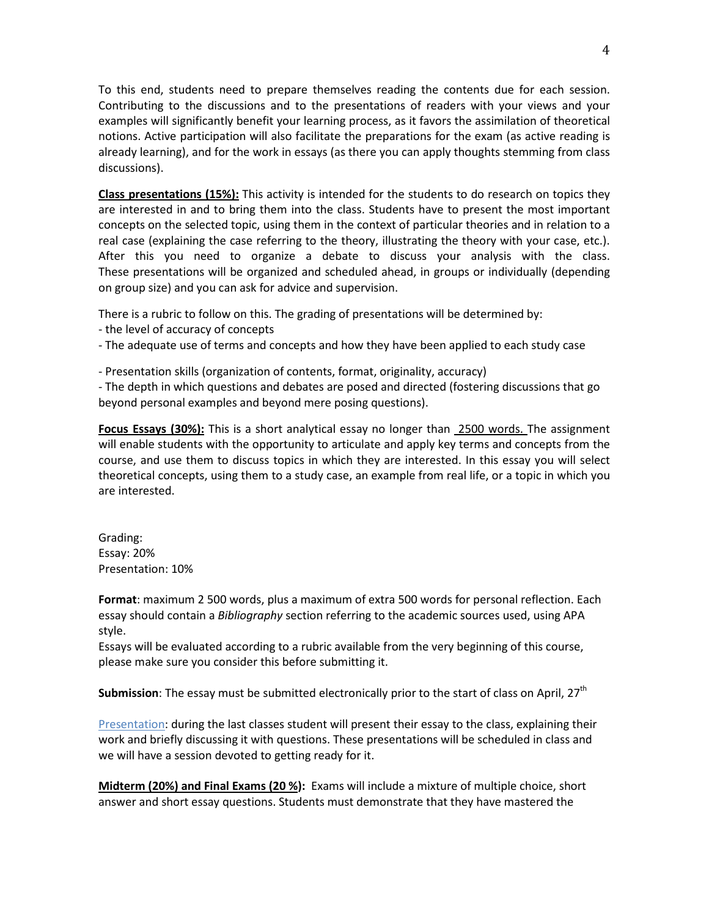To this end, students need to prepare themselves reading the contents due for each session. Contributing to the discussions and to the presentations of readers with your views and your examples will significantly benefit your learning process, as it favors the assimilation of theoretical notions. Active participation will also facilitate the preparations for the exam (as active reading is already learning), and for the work in essays (as there you can apply thoughts stemming from class discussions).

**Class presentations (15%):** This activity is intended for the students to do research on topics they are interested in and to bring them into the class. Students have to present the most important concepts on the selected topic, using them in the context of particular theories and in relation to a real case (explaining the case referring to the theory, illustrating the theory with your case, etc.). After this you need to organize a debate to discuss your analysis with the class. These presentations will be organized and scheduled ahead, in groups or individually (depending on group size) and you can ask for advice and supervision.

There is a rubric to follow on this. The grading of presentations will be determined by:

- the level of accuracy of concepts
- The adequate use of terms and concepts and how they have been applied to each study case
- Presentation skills (organization of contents, format, originality, accuracy)
- The depth in which questions and debates are posed and directed (fostering discussions that go beyond personal examples and beyond mere posing questions).

**Focus Essays (30%):** This is a short analytical essay no longer than 2500 words. The assignment will enable students with the opportunity to articulate and apply key terms and concepts from the course, and use them to discuss topics in which they are interested. In this essay you will select theoretical concepts, using them to a study case, an example from real life, or a topic in which you are interested.

Grading:
Essay: 20%
Presentation: 10%

**Format**: maximum 2 500 words, plus a maximum of extra 500 words for personal reflection. Each essay should contain a *Bibliography* section referring to the academic sources used, using APA style.
Essays will be evaluated according to a rubric available from the very beginning of this course, please make sure you consider this before submitting it.

**Submission**: The essay must be submitted electronically prior to the start of class on April, 27th

Presentation: during the last classes student will present their essay to the class, explaining their work and briefly discussing it with questions. These presentations will be scheduled in class and we will have a session devoted to getting ready for it.

**Midterm (20%) and Final Exams (20 %):** Exams will include a mixture of multiple choice, short answer and short essay questions. Students must demonstrate that they have mastered the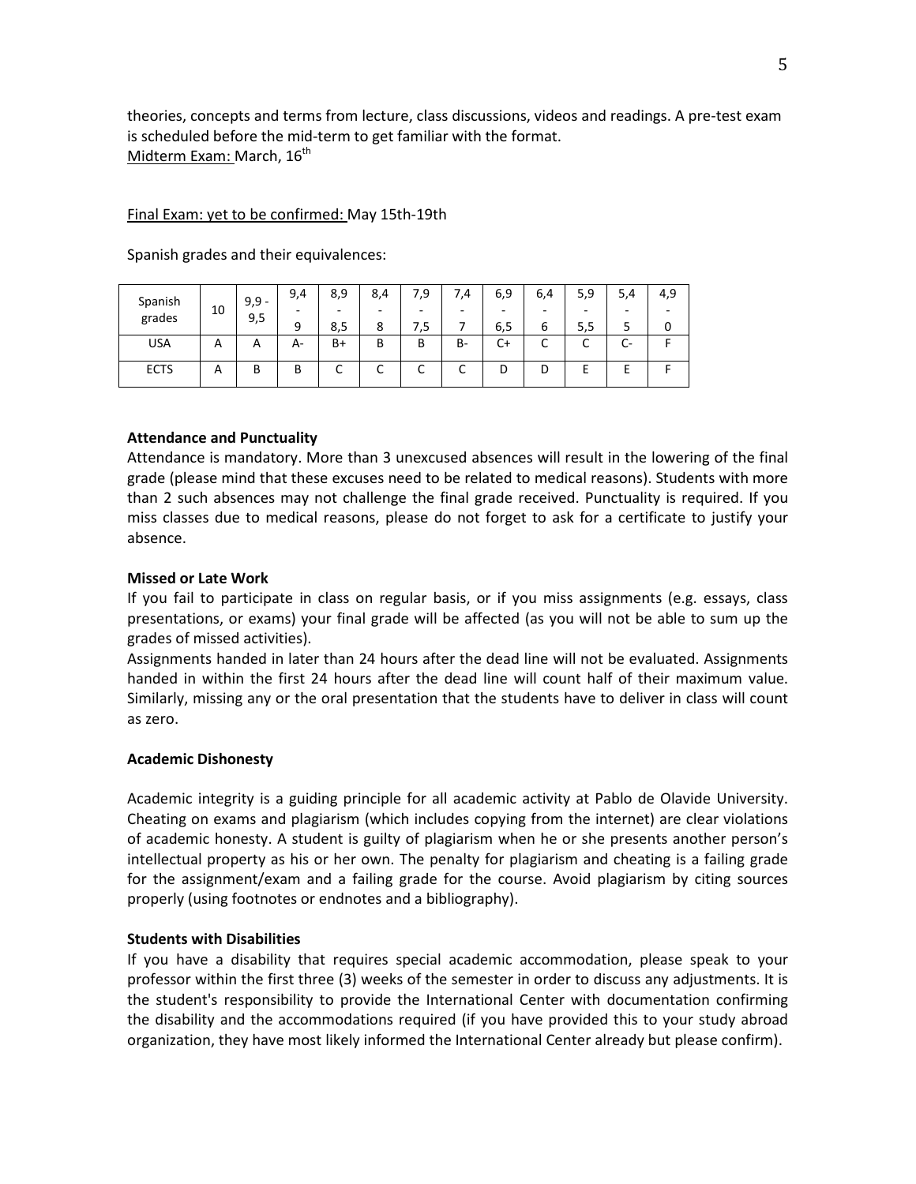theories, concepts and terms from lecture, class discussions, videos and readings. A pre-test exam is scheduled before the mid-term to get familiar with the format.
Midterm Exam: March, 16th

Final Exam: yet to be confirmed: May 15th-19th

Spanish grades and their equivalences:

| Spanish grades | 10 | 9,9 - 9,5 | 9,4 - 9 | 8,9 - 8,5 | 8,4 - 8 | 7,9 - 7,5 | 7,4 - 7 | 6,9 - 6,5 | 6,4 - 6 | 5,9 - 5,5 | 5,4 - 5 | 4,9 - 0 |
|---|---|---|---|---|---|---|---|---|---|---|---|---|
| USA | A | A | A- | B+ | B | B | B- | C+ | C | C | C- | F |
| ECTS | A | B | B | C | C | C | C | D | D | E | E | F |

**Attendance and Punctuality**

Attendance is mandatory. More than 3 unexcused absences will result in the lowering of the final grade (please mind that these excuses need to be related to medical reasons). Students with more than 2 such absences may not challenge the final grade received. Punctuality is required. If you miss classes due to medical reasons, please do not forget to ask for a certificate to justify your absence.

**Missed or Late Work**

If you fail to participate in class on regular basis, or if you miss assignments (e.g. essays, class presentations, or exams) your final grade will be affected (as you will not be able to sum up the grades of missed activities).

Assignments handed in later than 24 hours after the dead line will not be evaluated. Assignments handed in within the first 24 hours after the dead line will count half of their maximum value. Similarly, missing any or the oral presentation that the students have to deliver in class will count as zero.

**Academic Dishonesty**

Academic integrity is a guiding principle for all academic activity at Pablo de Olavide University. Cheating on exams and plagiarism (which includes copying from the internet) are clear violations of academic honesty. A student is guilty of plagiarism when he or she presents another person's intellectual property as his or her own. The penalty for plagiarism and cheating is a failing grade for the assignment/exam and a failing grade for the course. Avoid plagiarism by citing sources properly (using footnotes or endnotes and a bibliography).

**Students with Disabilities**

If you have a disability that requires special academic accommodation, please speak to your professor within the first three (3) weeks of the semester in order to discuss any adjustments. It is the student's responsibility to provide the International Center with documentation confirming the disability and the accommodations required (if you have provided this to your study abroad organization, they have most likely informed the International Center already but please confirm).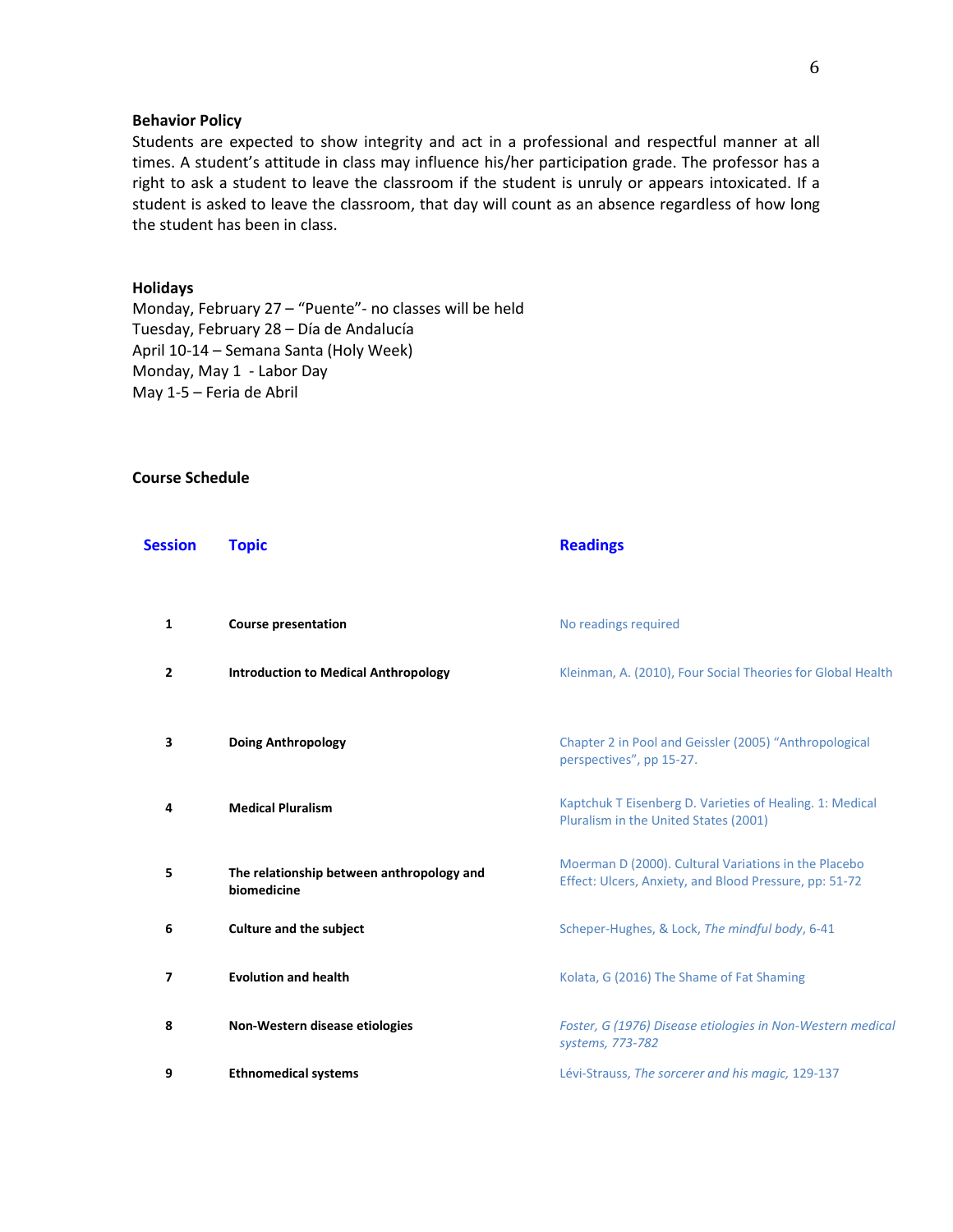### Behavior Policy

Students are expected to show integrity and act in a professional and respectful manner at all times. A student's attitude in class may influence his/her participation grade. The professor has a right to ask a student to leave the classroom if the student is unruly or appears intoxicated. If a student is asked to leave the classroom, that day will count as an absence regardless of how long the student has been in class.

### Holidays

Monday, February 27 – "Puente"- no classes will be held
Tuesday, February 28 – Día de Andalucía
April 10-14 – Semana Santa (Holy Week)
Monday, May 1 - Labor Day
May 1-5 – Feria de Abril

### Course Schedule

| Session | Topic | Readings |
|---|---|---|
| 1 | **Course presentation** | No readings required |
| 2 | **Introduction to Medical Anthropology** | Kleinman, A. (2010), Four Social Theories for Global Health |
| 3 | **Doing Anthropology** | Chapter 2 in Pool and Geissler (2005) "Anthropological perspectives", pp 15-27. |
| 4 | **Medical Pluralism** | Kaptchuk T Eisenberg D. Varieties of Healing. 1: Medical Pluralism in the United States (2001) |
| 5 | **The relationship between anthropology and biomedicine** | Moerman D (2000). Cultural Variations in the Placebo Effect: Ulcers, Anxiety, and Blood Pressure, pp: 51-72 |
| 6 | **Culture and the subject** | Scheper-Hughes, & Lock, *The mindful body*, 6-41 |
| 7 | **Evolution and health** | Kolata, G (2016) The Shame of Fat Shaming |
| 8 | **Non-Western disease etiologies** | *Foster, G (1976) Disease etiologies in Non-Western medical systems, 773-782* |
| 9 | **Ethnomedical systems** | Lévi-Strauss, *The sorcerer and his magic,* 129-137 |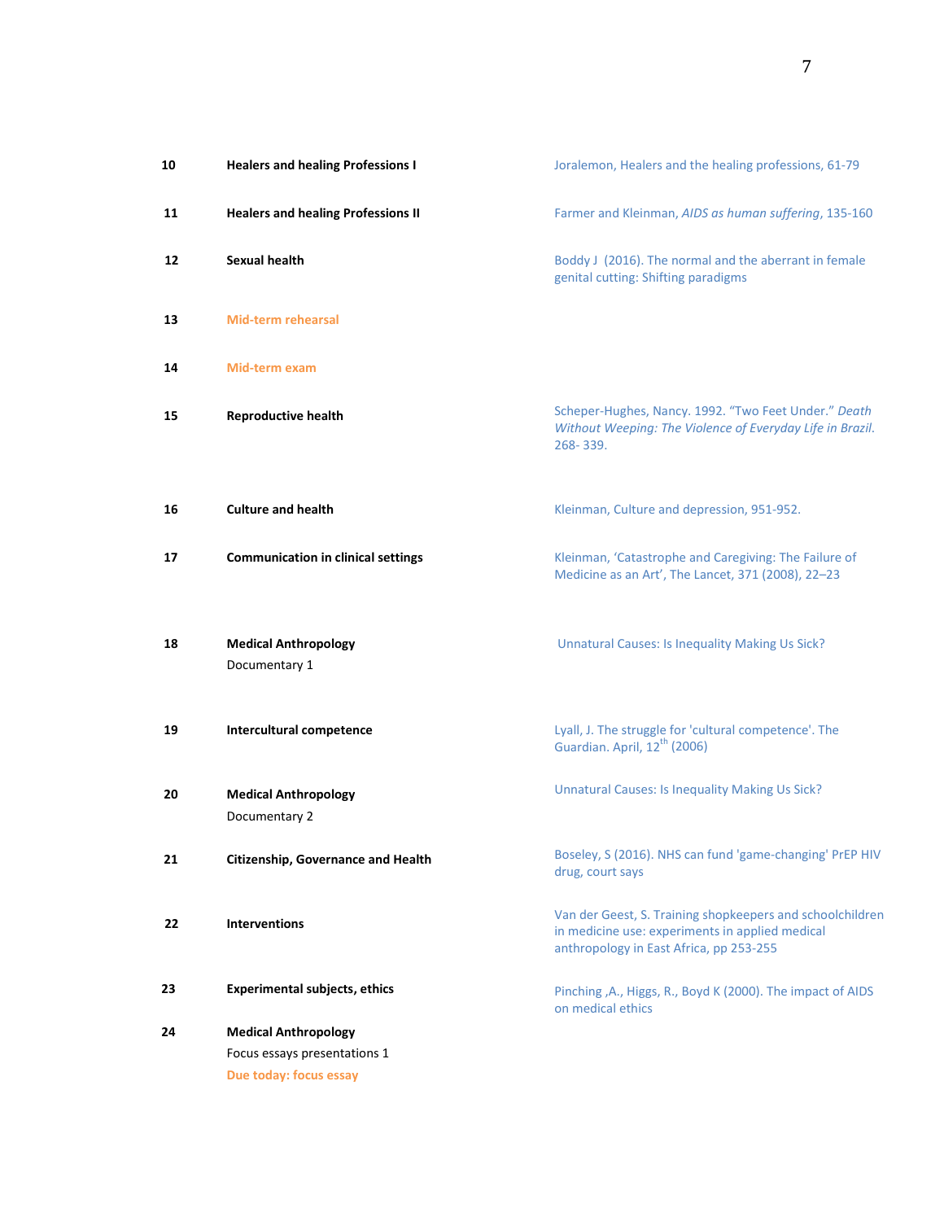| | | |
|---|---|---|
| 10 | **Healers and healing Professions I** | Joralemon, Healers and the healing professions, 61-79 |
| 11 | **Healers and healing Professions II** | Farmer and Kleinman, *AIDS as human suffering*, 135-160 |
| 12 | **Sexual health** | Boddy J (2016). The normal and the aberrant in female genital cutting: Shifting paradigms |
| 13 | **Mid-term rehearsal** | |
| 14 | **Mid-term exam** | |
| 15 | **Reproductive health** | Scheper-Hughes, Nancy. 1992. "Two Feet Under." *Death Without Weeping: The Violence of Everyday Life in Brazil*. 268- 339. |
| 16 | **Culture and health** | Kleinman, Culture and depression, 951-952. |
| 17 | **Communication in clinical settings** | Kleinman, 'Catastrophe and Caregiving: The Failure of Medicine as an Art', The Lancet, 371 (2008), 22–23 |
| 18 | **Medical Anthropology**<br>Documentary 1 | Unnatural Causes: Is Inequality Making Us Sick? |
| 19 | **Intercultural competence** | Lyall, J. The struggle for 'cultural competence'. The Guardian. April, 12th (2006) |
| 20 | **Medical Anthropology**<br>Documentary 2 | Unnatural Causes: Is Inequality Making Us Sick? |
| 21 | **Citizenship, Governance and Health** | Boseley, S (2016). NHS can fund 'game-changing' PrEP HIV drug, court says |
| 22 | **Interventions** | Van der Geest, S. Training shopkeepers and schoolchildren in medicine use: experiments in applied medical anthropology in East Africa, pp 253-255 |
| 23 | **Experimental subjects, ethics** | Pinching ,A., Higgs, R., Boyd K (2000). The impact of AIDS on medical ethics |
| 24 | **Medical Anthropology**<br>Focus essays presentations 1<br>**Due today: focus essay** | |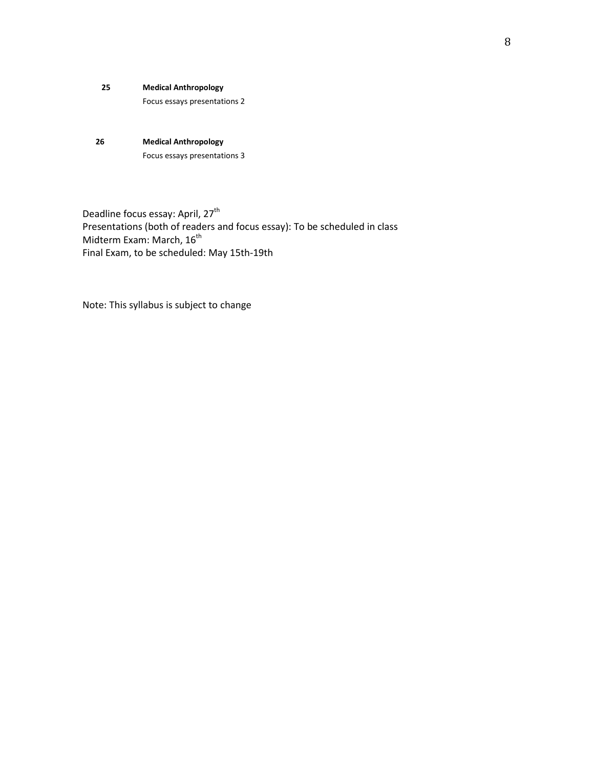**25** **Medical Anthropology**
Focus essays presentations 2

**26** **Medical Anthropology**
Focus essays presentations 3

Deadline focus essay: April, 27th
Presentations (both of readers and focus essay): To be scheduled in class
Midterm Exam: March, 16th
Final Exam, to be scheduled: May 15th-19th

Note: This syllabus is subject to change